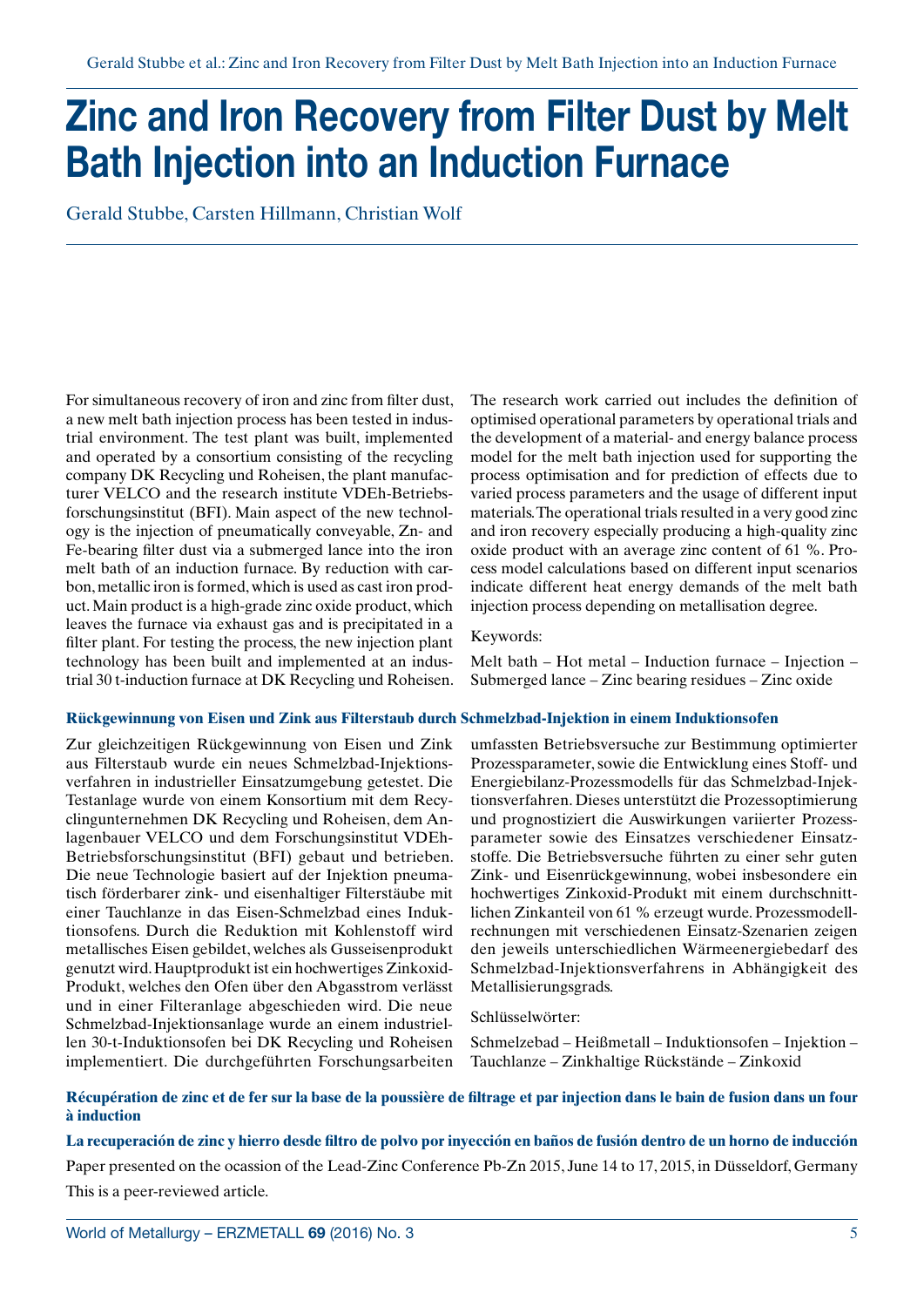# Zinc and Iron Recovery from Filter Dust by Melt Bath Injection into an Induction Furnace

Gerald Stubbe, Carsten Hillmann, Christian Wolf

For simultaneous recovery of iron and zinc from filter dust, a new melt bath injection process has been tested in industrial environment. The test plant was built, implemented and operated by a consortium consisting of the recycling company DK Recycling und Roheisen, the plant manufacturer VELCO and the research institute VDEh-Betriebsforschungsinstitut (BFI). Main aspect of the new technology is the injection of pneumatically conveyable, Zn- and Fe-bearing filter dust via a submerged lance into the iron melt bath of an induction furnace. By reduction with carbon, metallic iron is formed, which is used as cast iron product. Main product is a high-grade zinc oxide product, which leaves the furnace via exhaust gas and is precipitated in a filter plant. For testing the process, the new injection plant technology has been built and implemented at an industrial 30 t-induction furnace at DK Recycling und Roheisen. The research work carried out includes the definition of optimised operational parameters by operational trials and the development of a material- and energy balance process model for the melt bath injection used for supporting the process optimisation and for prediction of effects due to varied process parameters and the usage of different input materials. The operational trials resulted in a very good zinc and iron recovery especially producing a high-quality zinc oxide product with an average zinc content of 61 %. Process model calculations based on different input scenarios indicate different heat energy demands of the melt bath injection process depending on metallisation degree.

Keywords:

Melt bath – Hot metal – Induction furnace – Injection – Submerged lance – Zinc bearing residues – Zinc oxide

**Rückgewinnung von Eisen und Zink aus Filterstaub durch Schmelzbad-Injektion in einem Induktionsofen**

Zur gleichzeitigen Rückgewinnung von Eisen und Zink aus Filterstaub wurde ein neues Schmelzbad-Injektionsverfahren in industrieller Einsatzumgebung getestet. Die Testanlage wurde von einem Konsortium mit dem Recyclingunternehmen DK Recycling und Roheisen, dem Anlagenbauer VELCO und dem Forschungsinstitut VDEh-Betriebsforschungsinstitut (BFI) gebaut und betrieben. Die neue Technologie basiert auf der Injektion pneumatisch förderbarer zink- und eisenhaltiger Filterstäube mit einer Tauchlanze in das Eisen-Schmelzbad eines Induktionsofens. Durch die Reduktion mit Kohlenstoff wird metallisches Eisen gebildet, welches als Gusseisenprodukt genutzt wird. Hauptprodukt ist ein hochwertiges Zinkoxid-Produkt, welches den Ofen über den Abgasstrom verlässt und in einer Filteranlage abgeschieden wird. Die neue Schmelzbad-Injektionsanlage wurde an einem industriellen 30-t-Induktionsofen bei DK Recycling und Roheisen implementiert. Die durchgeführten Forschungsarbeiten umfassten Betriebsversuche zur Bestimmung optimierter Prozessparameter, sowie die Entwicklung eines Stoff- und Energiebilanz-Prozessmodells für das Schmelzbad-Injektionsverfahren. Dieses unterstützt die Prozessoptimierung und prognostiziert die Auswirkungen variierter Prozessparameter sowie des Einsatzes verschiedener Einsatzstoffe. Die Betriebsversuche führten zu einer sehr guten Zink- und Eisenrückgewinnung, wobei insbesondere ein hochwertiges Zinkoxid-Produkt mit einem durchschnittlichen Zinkanteil von 61 % erzeugt wurde. Prozessmodellrechnungen mit verschiedenen Einsatz-Szenarien zeigen den jeweils unterschiedlichen Wärmeenergiebedarf des Schmelzbad-Injektionsverfahrens in Abhängigkeit des Metallisierungsgrads.

Schlüsselwörter:

Schmelzebad – Heißmetall – Induktionsofen – Injektion – Tauchlanze – Zinkhaltige Rückstände – Zinkoxid

**Récupération de zinc et de fer sur la base de la poussière de filtrage et par injection dans le bain de fusion dans un four à induction**

**La recuperación de zinc y hierro desde filtro de polvo por inyección en baños de fusión dentro de un horno de inducción**

Paper presented on the ocassion of the Lead-Zinc Conference Pb-Zn 2015, June 14 to 17, 2015, in Düsseldorf, Germany

This is a peer-reviewed article.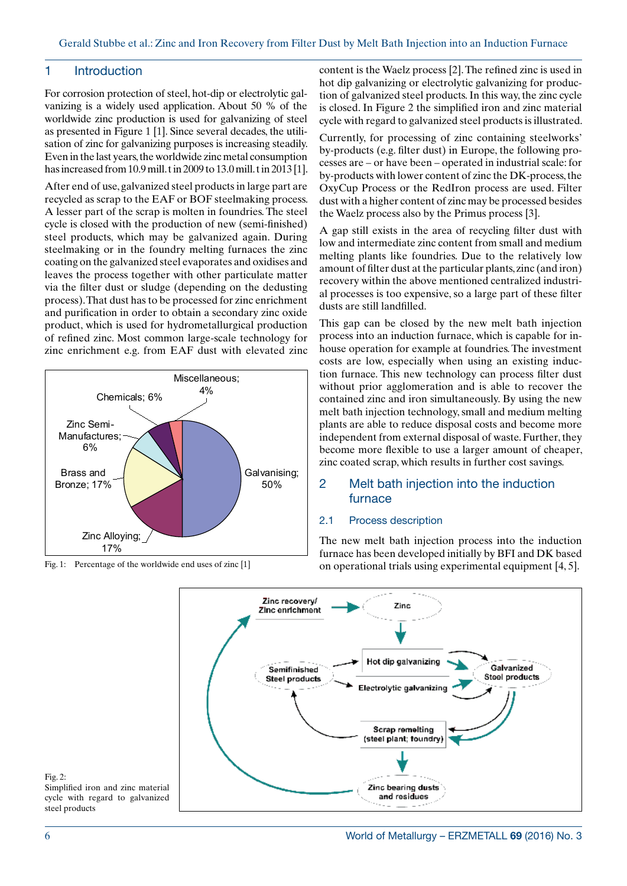## 1 Introduction

For corrosion protection of steel, hot-dip or electrolytic galvanizing is a widely used application. About 50 % of the worldwide zinc production is used for galvanizing of steel as presented in Figure 1 [1]. Since several decades, the utilisation of zinc for galvanizing purposes is increasing steadily. Even in the last years, the worldwide zinc metal consumption has increased from 10.9 mill. t in 2009 to 13.0 mill. t in 2013 [1].

After end of use, galvanized steel products in large part are recycled as scrap to the EAF or BOF steelmaking process. A lesser part of the scrap is molten in foundries. The steel cycle is closed with the production of new (semi-finished) steel products, which may be galvanized again. During steelmaking or in the foundry melting furnaces the zinc coating on the galvanized steel evaporates and oxidises and leaves the process together with other particulate matter via the filter dust or sludge (depending on the dedusting process). That dust has to be processed for zinc enrichment and purification in order to obtain a secondary zinc oxide product, which is used for hydrometallurgical production of refined zinc. Most common large-scale technology for zinc enrichment e.g. from EAF dust with elevated zinc content is the Waelz process [2]. The refined zinc is used in hot dip galvanizing or electrolytic galvanizing for production of galvanized steel products. In this way, the zinc cycle is closed. In Figure 2 the simplified iron and zinc material cycle with regard to galvanized steel products is illustrated.

Fig. 1: Percentage of the worldwide end uses of zinc [1]

Currently, for processing of zinc containing steelworks' by-products (e.g. filter dust) in Europe, the following processes are – or have been – operated in industrial scale: for by-products with lower content of zinc the DK-process, the OxyCup Process or the RedIron process are used. Filter dust with a higher content of zinc may be processed besides the Waelz process also by the Primus process [3].

A gap still exists in the area of recycling filter dust with low and intermediate zinc content from small and medium melting plants like foundries. Due to the relatively low amount of filter dust at the particular plants, zinc (and iron) recovery within the above mentioned centralized industrial processes is too expensive, so a large part of these filter dusts are still landfilled.

This gap can be closed by the new melt bath injection process into an induction furnace, which is capable for in-house operation for example at foundries. The investment costs are low, especially when using an existing induction furnace. This new technology can process filter dust without prior agglomeration and is able to recover the contained zinc and iron simultaneously. By using the new melt bath injection technology, small and medium melting plants are able to reduce disposal costs and become more independent from external disposal of waste. Further, they become more flexible to use a larger amount of cheaper, zinc coated scrap, which results in further cost savings.

## 2 Melt bath injection into the induction furnace

### 2.1 Process description

The new melt bath injection process into the induction furnace has been developed initially by BFI and DK based on operational trials using experimental equipment [4, 5].

Fig. 2: Simplified iron and zinc material cycle with regard to galvanized steel products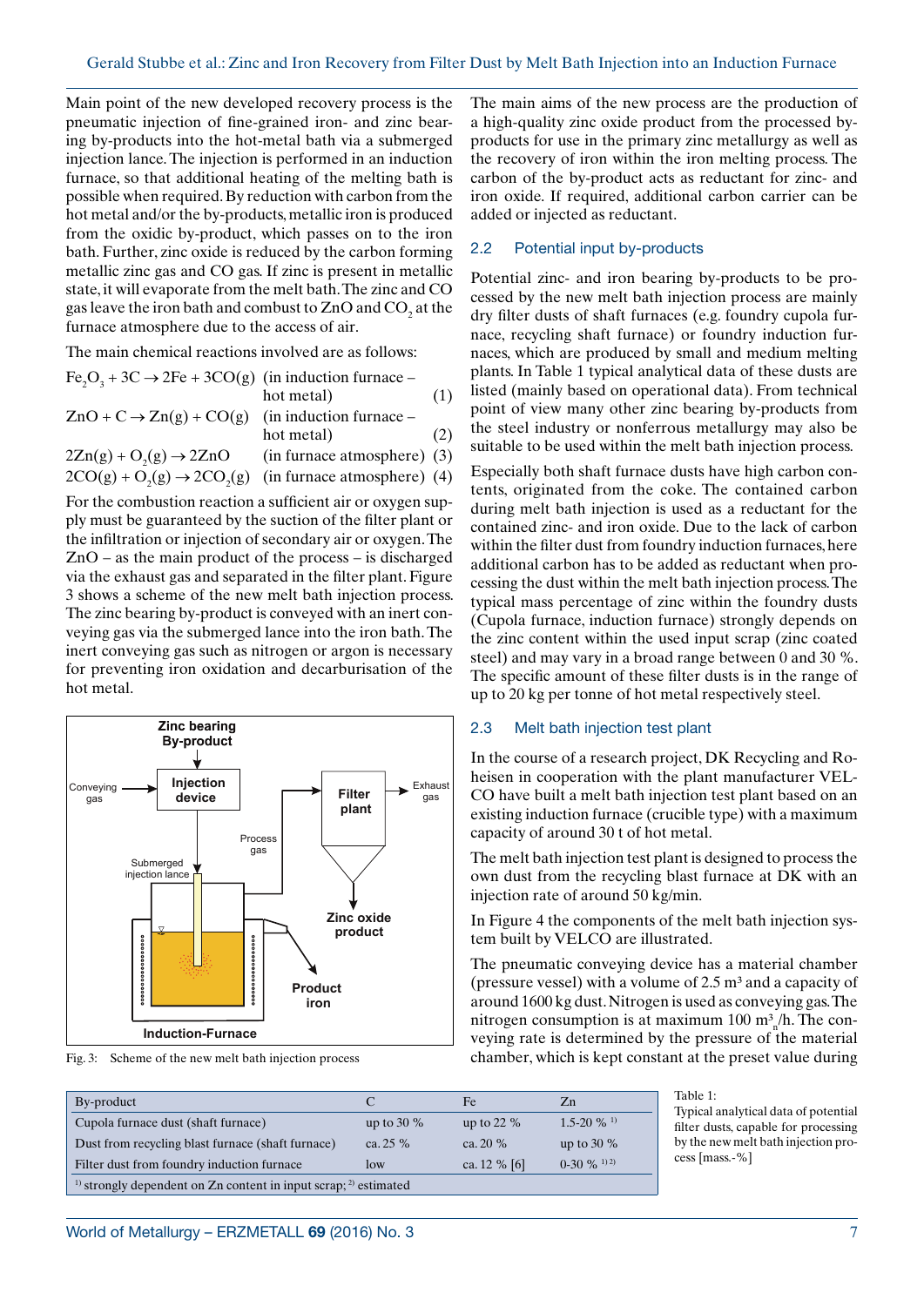Main point of the new developed recovery process is the pneumatic injection of fine-grained iron- and zinc bearing by-products into the hot-metal bath via a submerged injection lance. The injection is performed in an induction furnace, so that additional heating of the melting bath is possible when required. By reduction with carbon from the hot metal and/or the by-products, metallic iron is produced from the oxidic by-product, which passes on to the iron bath. Further, zinc oxide is reduced by the carbon forming metallic zinc gas and CO gas. If zinc is present in metallic state, it will evaporate from the melt bath. The zinc and CO gas leave the iron bath and combust to ZnO and $CO_2$ at the furnace atmosphere due to the access of air.

The main chemical reactions involved are as follows:

$$Fe_2O_3 + 3C \rightarrow 2Fe + 3CO(g) \quad \text{(in induction furnace – hot metal)} \quad (1)$$

$$ZnO + C \rightarrow Zn(g) + CO(g) \quad \text{(in induction furnace – hot metal)} \quad (2)$$

$$2Zn(g) + O_2(g) \rightarrow 2ZnO \quad \text{(in furnace atmosphere)} \quad (3)$$

$$2CO(g) + O_2(g) \rightarrow 2CO_2(g) \quad \text{(in furnace atmosphere)} \quad (4)$$

For the combustion reaction a sufficient air or oxygen supply must be guaranteed by the suction of the filter plant or the infiltration or injection of secondary air or oxygen. The ZnO – as the main product of the process – is discharged via the exhaust gas and separated in the filter plant. Figure 3 shows a scheme of the new melt bath injection process. The zinc bearing by-product is conveyed with an inert conveying gas via the submerged lance into the iron bath. The inert conveying gas such as nitrogen or argon is necessary for preventing iron oxidation and decarburisation of the hot metal.

Fig. 3: Scheme of the new melt bath injection process

The main aims of the new process are the production of a high-quality zinc oxide product from the processed by-products for use in the primary zinc metallurgy as well as the recovery of iron within the iron melting process. The carbon of the by-product acts as reductant for zinc- and iron oxide. If required, additional carbon carrier can be added or injected as reductant.

## 2.2 Potential input by-products

Potential zinc- and iron bearing by-products to be processed by the new melt bath injection process are mainly dry filter dusts of shaft furnaces (e.g. foundry cupola furnace, recycling shaft furnace) or foundry induction furnaces, which are produced by small and medium melting plants. In Table 1 typical analytical data of these dusts are listed (mainly based on operational data). From technical point of view many other zinc bearing by-products from the steel industry or nonferrous metallurgy may also be suitable to be used within the melt bath injection process.

Especially both shaft furnace dusts have high carbon contents, originated from the coke. The contained carbon during melt bath injection is used as a reductant for the contained zinc- and iron oxide. Due to the lack of carbon within the filter dust from foundry induction furnaces, here additional carbon has to be added as reductant when processing the dust within the melt bath injection process. The typical mass percentage of zinc within the foundry dusts (Cupola furnace, induction furnace) strongly depends on the zinc content within the used input scrap (zinc coated steel) and may vary in a broad range between 0 and 30 %. The specific amount of these filter dusts is in the range of up to 20 kg per tonne of hot metal respectively steel.

## 2.3 Melt bath injection test plant

In the course of a research project, DK Recycling and Roheisen in cooperation with the plant manufacturer VELCO have built a melt bath injection test plant based on an existing induction furnace (crucible type) with a maximum capacity of around 30 t of hot metal.

The melt bath injection test plant is designed to process the own dust from the recycling blast furnace at DK with an injection rate of around 50 kg/min.

In Figure 4 the components of the melt bath injection system built by VELCO are illustrated.

The pneumatic conveying device has a material chamber (pressure vessel) with a volume of 2.5 m³ and a capacity of around 1600 kg dust. Nitrogen is used as conveying gas. The nitrogen consumption is at maximum 100 $m^3_n$/h. The conveying rate is determined by the pressure of the material chamber, which is kept constant at the preset value during

| By-product | C | Fe | Zn |
|---|---|---|---|
| Cupola furnace dust (shaft furnace) | up to 30 % | up to 22 % | 1.5-20 % [1] |
| Dust from recycling blast furnace (shaft furnace) | ca. 25 % | ca. 20 % | up to 30 % |
| Filter dust from foundry induction furnace | low | ca. 12 % [6] | 0-30 % [1] [2] |

[1] strongly dependent on Zn content in input scrap; [2] estimated

Table 1: Typical analytical data of potential filter dusts, capable for processing by the new melt bath injection process [mass.-%]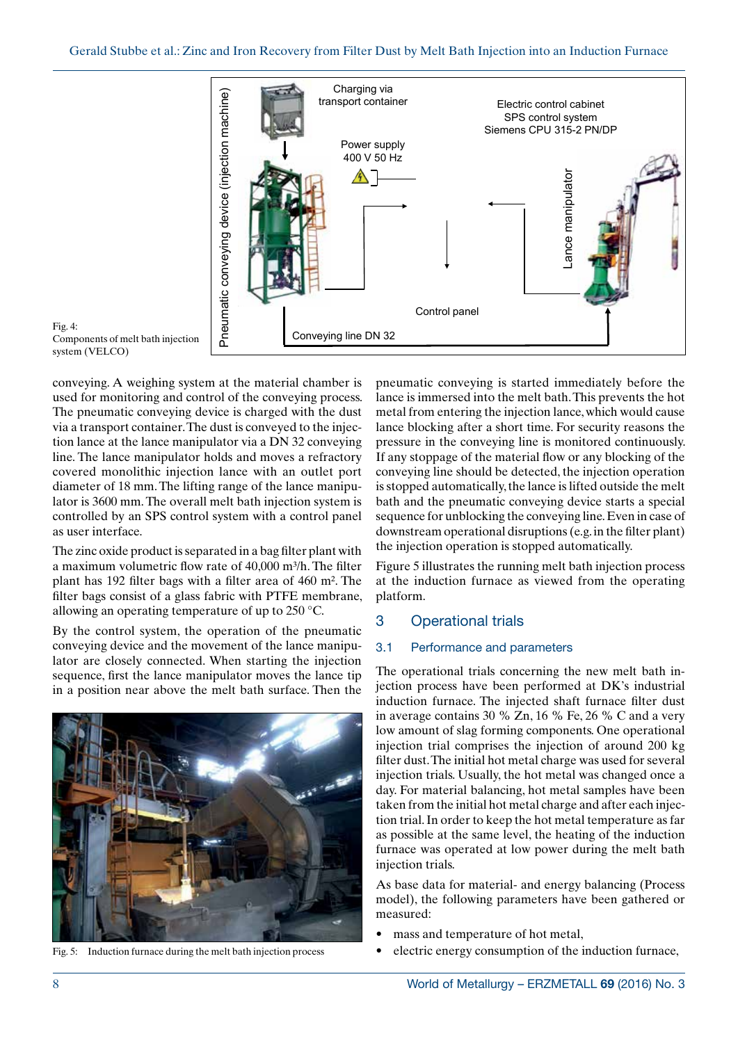Fig. 4: Components of melt bath injection system (VELCO)

conveying. A weighing system at the material chamber is used for monitoring and control of the conveying process. The pneumatic conveying device is charged with the dust via a transport container. The dust is conveyed to the injection lance at the lance manipulator via a DN 32 conveying line. The lance manipulator holds and moves a refractory covered monolithic injection lance with an outlet port diameter of 18 mm. The lifting range of the lance manipulator is 3600 mm. The overall melt bath injection system is controlled by an SPS control system with a control panel as user interface.

The zinc oxide product is separated in a bag filter plant with a maximum volumetric flow rate of 40,000 m³/h. The filter plant has 192 filter bags with a filter area of 460 m². The filter bags consist of a glass fabric with PTFE membrane, allowing an operating temperature of up to 250 °C.

By the control system, the operation of the pneumatic conveying device and the movement of the lance manipulator are closely connected. When starting the injection sequence, first the lance manipulator moves the lance tip in a position near above the melt bath surface. Then the pneumatic conveying is started immediately before the lance is immersed into the melt bath. This prevents the hot metal from entering the injection lance, which would cause lance blocking after a short time. For security reasons the pressure in the conveying line is monitored continuously. If any stoppage of the material flow or any blocking of the conveying line should be detected, the injection operation is stopped automatically, the lance is lifted outside the melt bath and the pneumatic conveying device starts a special sequence for unblocking the conveying line. Even in case of downstream operational disruptions (e.g. in the filter plant) the injection operation is stopped automatically.

Fig. 5: Induction furnace during the melt bath injection process

Figure 5 illustrates the running melt bath injection process at the induction furnace as viewed from the operating platform.

## 3 Operational trials

### 3.1 Performance and parameters

The operational trials concerning the new melt bath injection process have been performed at DK's industrial induction furnace. The injected shaft furnace filter dust in average contains 30 % Zn, 16 % Fe, 26 % C and a very low amount of slag forming components. One operational injection trial comprises the injection of around 200 kg filter dust. The initial hot metal charge was used for several injection trials. Usually, the hot metal was changed once a day. For material balancing, hot metal samples have been taken from the initial hot metal charge and after each injection trial. In order to keep the hot metal temperature as far as possible at the same level, the heating of the induction furnace was operated at low power during the melt bath injection trials.

As base data for material- and energy balancing (Process model), the following parameters have been gathered or measured:

- mass and temperature of hot metal,
- electric energy consumption of the induction furnace,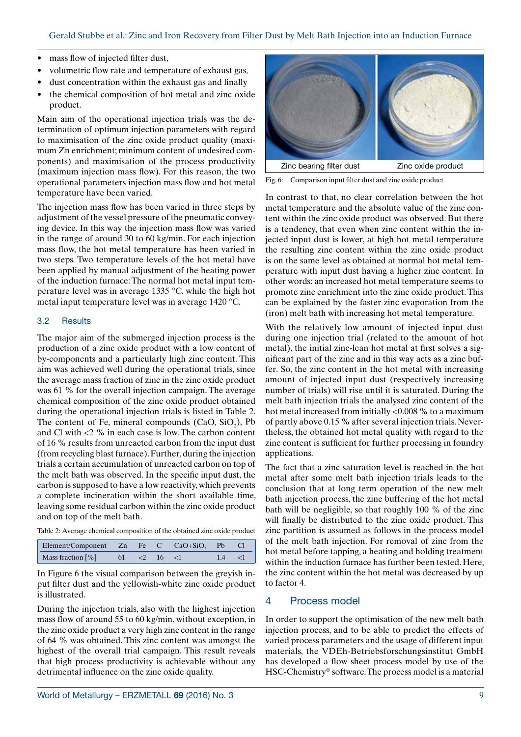- mass flow of injected filter dust,
- volumetric flow rate and temperature of exhaust gas,
- dust concentration within the exhaust gas and finally
- the chemical composition of hot metal and zinc oxide product.

Main aim of the operational injection trials was the determination of optimum injection parameters with regard to maximisation of the zinc oxide product quality (maximum Zn enrichment; minimum content of undesired components) and maximisation of the process productivity (maximum injection mass flow). For this reason, the two operational parameters injection mass flow and hot metal temperature have been varied.

The injection mass flow has been varied in three steps by adjustment of the vessel pressure of the pneumatic conveying device. In this way the injection mass flow was varied in the range of around 30 to 60 kg/min. For each injection mass flow, the hot metal temperature has been varied in two steps. Two temperature levels of the hot metal have been applied by manual adjustment of the heating power of the induction furnace: The normal hot metal input temperature level was in average 1335 °C, while the high hot metal input temperature level was in average 1420 °C.

### 3.2 Results

The major aim of the submerged injection process is the production of a zinc oxide product with a low content of by-components and a particularly high zinc content. This aim was achieved well during the operational trials, since the average mass fraction of zinc in the zinc oxide product was 61 % for the overall injection campaign. The average chemical composition of the zinc oxide product obtained during the operational injection trials is listed in Table 2. The content of Fe, mineral compounds (CaO, $SiO_2$), Pb and Cl with <2 % in each case is low. The carbon content of 16 % results from unreacted carbon from the input dust (from recycling blast furnace). Further, during the injection trials a certain accumulation of unreacted carbon on top of the melt bath was observed. In the specific input dust, the carbon is supposed to have a low reactivity, which prevents a complete incineration within the short available time, leaving some residual carbon within the zinc oxide product and on top of the melt bath.

Table 2: Average chemical composition of the obtained zinc oxide product

| Element/Component | Zn | Fe | C | CaO+$SiO_2$ | Pb | Cl |
|---|---|---|---|---|---|---|
| Mass fraction [%] | 61 | <2 | 16 | <1 | 1.4 | <1 |

In Figure 6 the visual comparison between the greyish input filter dust and the yellowish-white zinc oxide product is illustrated.

During the injection trials, also with the highest injection mass flow of around 55 to 60 kg/min, without exception, in the zinc oxide product a very high zinc content in the range of 64 % was obtained. This zinc content was amongst the highest of the overall trial campaign. This result reveals that high process productivity is achievable without any detrimental influence on the zinc oxide quality.

Zinc bearing filter dust | Zinc oxide product

Fig. 6: Comparison input filter dust and zinc oxide product

In contrast to that, no clear correlation between the hot metal temperature and the absolute value of the zinc content within the zinc oxide product was observed. But there is a tendency, that even when zinc content within the injected input dust is lower, at high hot metal temperature the resulting zinc content within the zinc oxide product is on the same level as obtained at normal hot metal temperature with input dust having a higher zinc content. In other words: an increased hot metal temperature seems to promote zinc enrichment into the zinc oxide product. This can be explained by the faster zinc evaporation from the (iron) melt bath with increasing hot metal temperature.

With the relatively low amount of injected input dust during one injection trial (related to the amount of hot metal), the initial zinc-lean hot metal at first solves a significant part of the zinc and in this way acts as a zinc buffer. So, the zinc content in the hot metal with increasing amount of injected input dust (respectively increasing number of trials) will rise until it is saturated. During the melt bath injection trials the analysed zinc content of the hot metal increased from initially <0.008 % to a maximum of partly above 0.15 % after several injection trials. Nevertheless, the obtained hot metal quality with regard to the zinc content is sufficient for further processing in foundry applications.

The fact that a zinc saturation level is reached in the hot metal after some melt bath injection trials leads to the conclusion that at long term operation of the new melt bath injection process, the zinc buffering of the hot metal bath will be negligible, so that roughly 100 % of the zinc will finally be distributed to the zinc oxide product. This zinc partition is assumed as follows in the process model of the melt bath injection. For removal of zinc from the hot metal before tapping, a heating and holding treatment within the induction furnace has further been tested. Here, the zinc content within the hot metal was decreased by up to factor 4.

## 4 Process model

In order to support the optimisation of the new melt bath injection process, and to be able to predict the effects of varied process parameters and the usage of different input materials, the VDEh-Betriebsforschungsinstitut GmbH has developed a flow sheet process model by use of the HSC-Chemistry® software. The process model is a material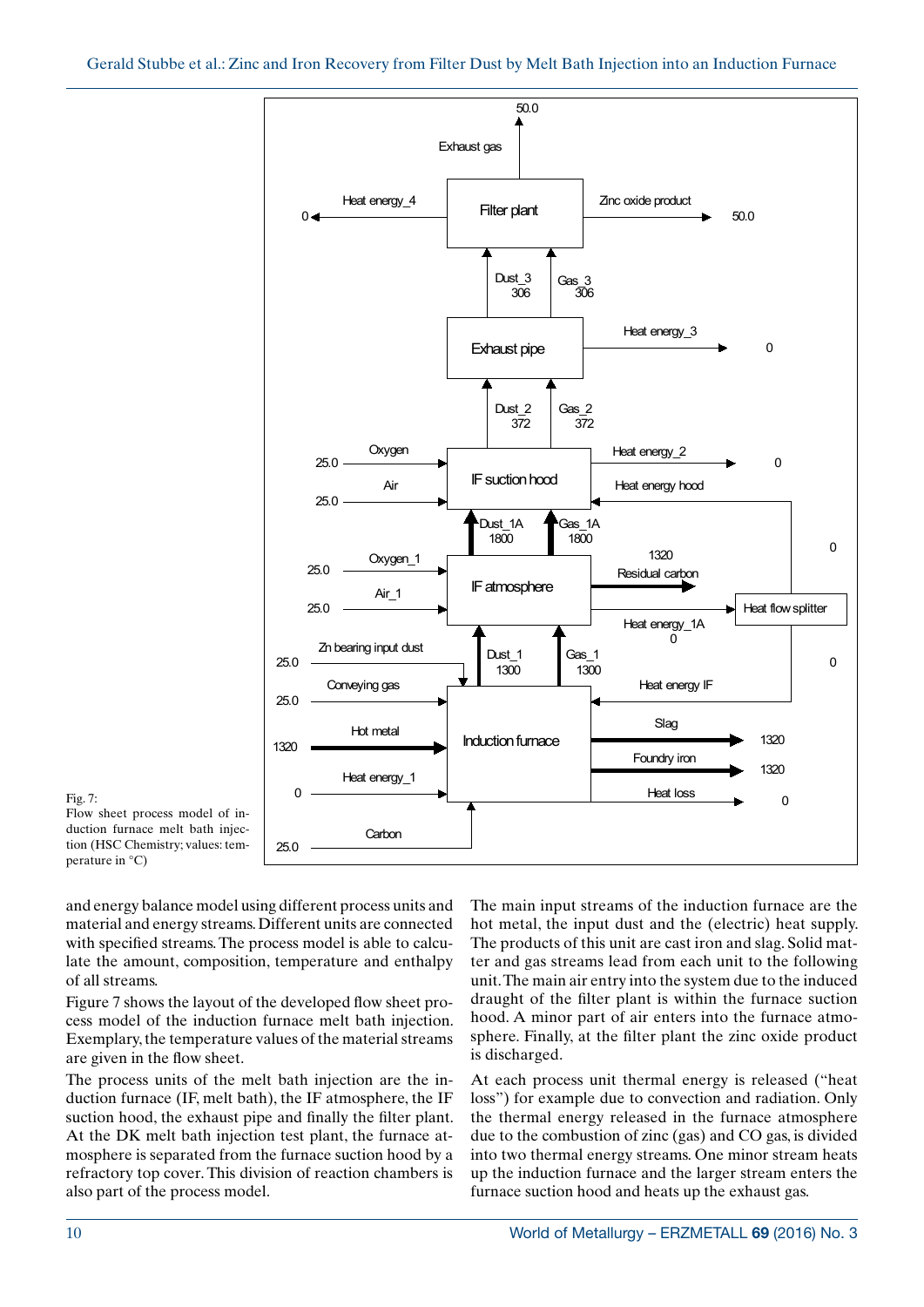Fig. 7:
Flow sheet process model of induction furnace melt bath injection (HSC Chemistry; values: temperature in °C)

and energy balance model using different process units and material and energy streams. Different units are connected with specified streams. The process model is able to calculate the amount, composition, temperature and enthalpy of all streams.

Figure 7 shows the layout of the developed flow sheet process model of the induction furnace melt bath injection. Exemplary, the temperature values of the material streams are given in the flow sheet.

The process units of the melt bath injection are the induction furnace (IF, melt bath), the IF atmosphere, the IF suction hood, the exhaust pipe and finally the filter plant. At the DK melt bath injection test plant, the furnace atmosphere is separated from the furnace suction hood by a refractory top cover. This division of reaction chambers is also part of the process model.

The main input streams of the induction furnace are the hot metal, the input dust and the (electric) heat supply. The products of this unit are cast iron and slag. Solid matter and gas streams lead from each unit to the following unit. The main air entry into the system due to the induced draught of the filter plant is within the furnace suction hood. A minor part of air enters into the furnace atmosphere. Finally, at the filter plant the zinc oxide product is discharged.

At each process unit thermal energy is released ("heat loss") for example due to convection and radiation. Only the thermal energy released in the furnace atmosphere due to the combustion of zinc (gas) and CO gas, is divided into two thermal energy streams. One minor stream heats up the induction furnace and the larger stream enters the furnace suction hood and heats up the exhaust gas.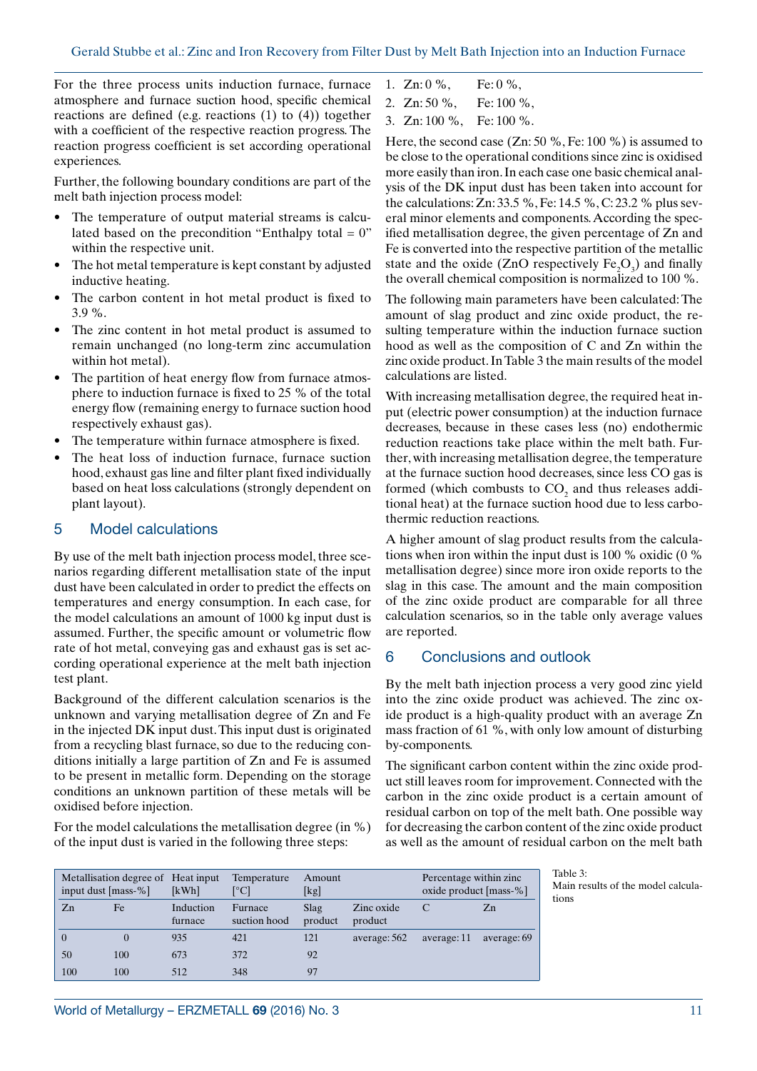For the three process units induction furnace, furnace atmosphere and furnace suction hood, specific chemical reactions are defined (e.g. reactions (1) to (4)) together with a coefficient of the respective reaction progress. The reaction progress coefficient is set according operational experiences.

Further, the following boundary conditions are part of the melt bath injection process model:

- The temperature of output material streams is calculated based on the precondition "Enthalpy total = 0" within the respective unit.
- The hot metal temperature is kept constant by adjusted inductive heating.
- The carbon content in hot metal product is fixed to 3.9 %.
- The zinc content in hot metal product is assumed to remain unchanged (no long-term zinc accumulation within hot metal).
- The partition of heat energy flow from furnace atmosphere to induction furnace is fixed to 25 % of the total energy flow (remaining energy to furnace suction hood respectively exhaust gas).
- The temperature within furnace atmosphere is fixed.
- The heat loss of induction furnace, furnace suction hood, exhaust gas line and filter plant fixed individually based on heat loss calculations (strongly dependent on plant layout).

## 5 Model calculations

By use of the melt bath injection process model, three scenarios regarding different metallisation state of the input dust have been calculated in order to predict the effects on temperatures and energy consumption. In each case, for the model calculations an amount of 1000 kg input dust is assumed. Further, the specific amount or volumetric flow rate of hot metal, conveying gas and exhaust gas is set according operational experience at the melt bath injection test plant.

Background of the different calculation scenarios is the unknown and varying metallisation degree of Zn and Fe in the injected DK input dust. This input dust is originated from a recycling blast furnace, so due to the reducing conditions initially a large partition of Zn and Fe is assumed to be present in metallic form. Depending on the storage conditions an unknown partition of these metals will be oxidised before injection.

For the model calculations the metallisation degree (in %) of the input dust is varied in the following three steps:

1. Zn: 0 %, Fe: 0 %,
2. Zn: 50 %, Fe: 100 %,
3. Zn: 100 %, Fe: 100 %.

Here, the second case (Zn: 50 %, Fe: 100 %) is assumed to be close to the operational conditions since zinc is oxidised more easily than iron. In each case one basic chemical analysis of the DK input dust has been taken into account for the calculations: Zn: 33.5 %, Fe: 14.5 %, C: 23.2 % plus several minor elements and components. According the specified metallisation degree, the given percentage of Zn and Fe is converted into the respective partition of the metallic state and the oxide ($ZnO$ respectively $Fe_2O_3$) and finally the overall chemical composition is normalized to 100 %.

The following main parameters have been calculated: The amount of slag product and zinc oxide product, the resulting temperature within the induction furnace suction hood as well as the composition of C and Zn within the zinc oxide product. In Table 3 the main results of the model calculations are listed.

With increasing metallisation degree, the required heat input (electric power consumption) at the induction furnace decreases, because in these cases less (no) endothermic reduction reactions take place within the melt bath. Further, with increasing metallisation degree, the temperature at the furnace suction hood decreases, since less CO gas is formed (which combusts to $CO_2$ and thus releases additional heat) at the furnace suction hood due to less carbothermic reduction reactions.

A higher amount of slag product results from the calculations when iron within the input dust is 100 % oxidic (0 % metallisation degree) since more iron oxide reports to the slag in this case. The amount and the main composition of the zinc oxide product are comparable for all three calculation scenarios, so in the table only average values are reported.

## 6 Conclusions and outlook

By the melt bath injection process a very good zinc yield into the zinc oxide product was achieved. The zinc oxide product is a high-quality product with an average Zn mass fraction of 61 %, with only low amount of disturbing by-components.

The significant carbon content within the zinc oxide product still leaves room for improvement. Connected with the carbon in the zinc oxide product is a certain amount of residual carbon on top of the melt bath. One possible way for decreasing the carbon content of the zinc oxide product as well as the amount of residual carbon on the melt bath

| Metallisation degree of input dust [mass-%] | | Heat input [kWh] | Temperature [°C] | Amount [kg] | | Percentage within zinc oxide product [mass-%] | |
|---|---|---|---|---|---|---|---|
| Zn | Fe | Induction furnace | Furnace suction hood | Slag product | Zinc oxide product | C | Zn |
| 0 | 0 | 935 | 421 | 121 | average: 562 | average: 11 | average: 69 |
| 50 | 100 | 673 | 372 | 92 | | | |
| 100 | 100 | 512 | 348 | 97 | | | |

Table 3: Main results of the model calculations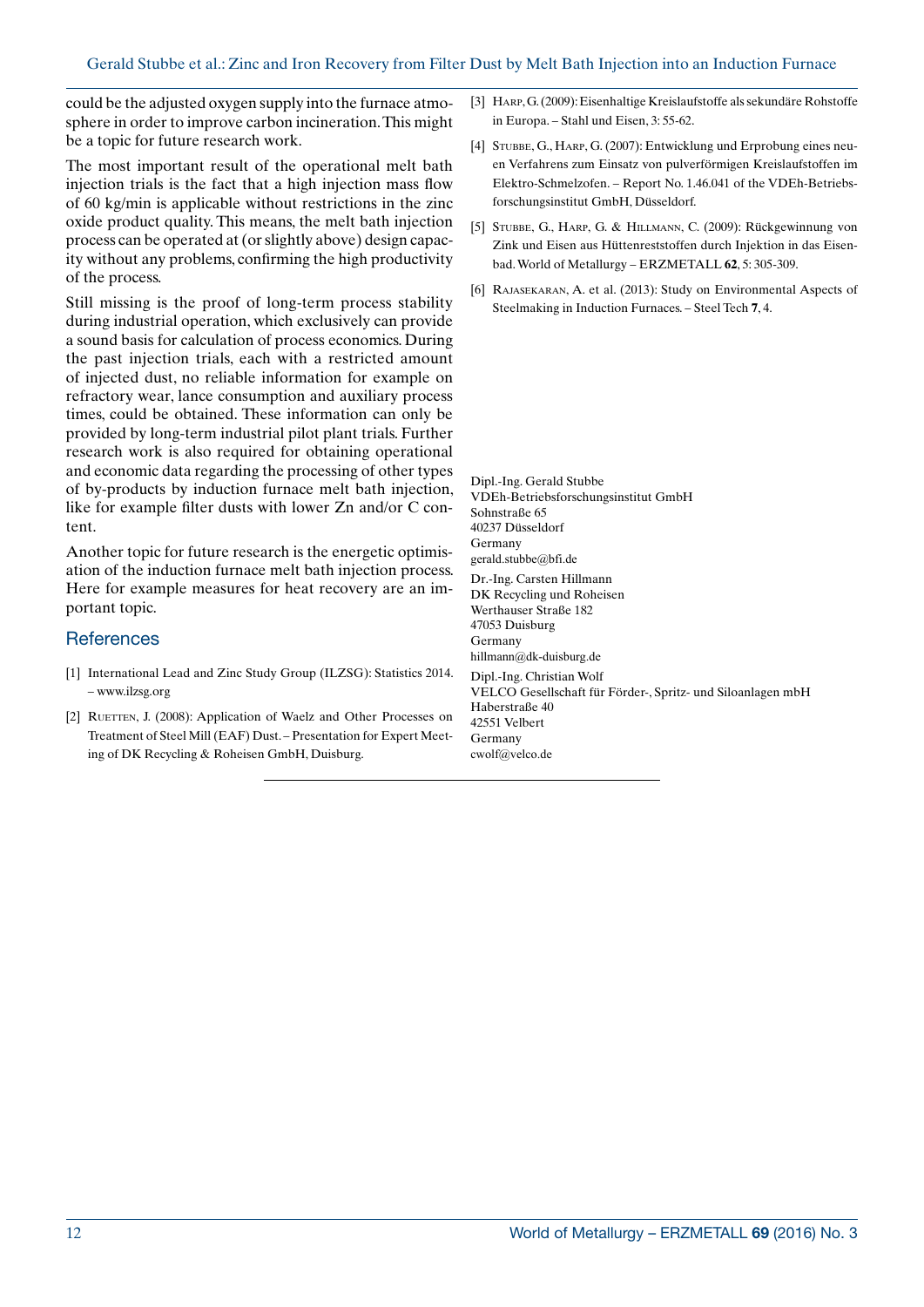could be the adjusted oxygen supply into the furnace atmosphere in order to improve carbon incineration. This might be a topic for future research work.

The most important result of the operational melt bath injection trials is the fact that a high injection mass flow of 60 kg/min is applicable without restrictions in the zinc oxide product quality. This means, the melt bath injection process can be operated at (or slightly above) design capacity without any problems, confirming the high productivity of the process.

Still missing is the proof of long-term process stability during industrial operation, which exclusively can provide a sound basis for calculation of process economics. During the past injection trials, each with a restricted amount of injected dust, no reliable information for example on refractory wear, lance consumption and auxiliary process times, could be obtained. These information can only be provided by long-term industrial pilot plant trials. Further research work is also required for obtaining operational and economic data regarding the processing of other types of by-products by induction furnace melt bath injection, like for example filter dusts with lower Zn and/or C content.

Another topic for future research is the energetic optimisation of the induction furnace melt bath injection process. Here for example measures for heat recovery are an important topic.

## References

[1] International Lead and Zinc Study Group (ILZSG): Statistics 2014. – www.ilzsg.org

[2] Ruetten, J. (2008): Application of Waelz and Other Processes on Treatment of Steel Mill (EAF) Dust. – Presentation for Expert Meeting of DK Recycling & Roheisen GmbH, Duisburg.

[3] Harp, G. (2009): Eisenhaltige Kreislaufstoffe als sekundäre Rohstoffe in Europa. – Stahl und Eisen, 3: 55-62.

[4] Stubbe, G., Harp, G. (2007): Entwicklung und Erprobung eines neuen Verfahrens zum Einsatz von pulverförmigen Kreislaufstoffen im Elektro-Schmelzofen. – Report No. 1.46.041 of the VDEh-Betriebsforschungsinstitut GmbH, Düsseldorf.

[5] Stubbe, G., Harp, G. & Hillmann, C. (2009): Rückgewinnung von Zink und Eisen aus Hüttenreststoffen durch Injektion in das Eisenbad. World of Metallurgy – ERZMETALL **62**, 5: 305-309.

[6] Rajasekaran, A. et al. (2013): Study on Environmental Aspects of Steelmaking in Induction Furnaces. – Steel Tech **7**, 4.

Dipl.-Ing. Gerald Stubbe
VDEh-Betriebsforschungsinstitut GmbH
Sohnstraße 65
40237 Düsseldorf
Germany
gerald.stubbe@bfi.de

Dr.-Ing. Carsten Hillmann
DK Recycling und Roheisen
Werthauser Straße 182
47053 Duisburg
Germany
hillmann@dk-duisburg.de

Dipl.-Ing. Christian Wolf
VELCO Gesellschaft für Förder-, Spritz- und Siloanlagen mbH
Haberstraße 40
42551 Velbert
Germany
cwolf@velco.de